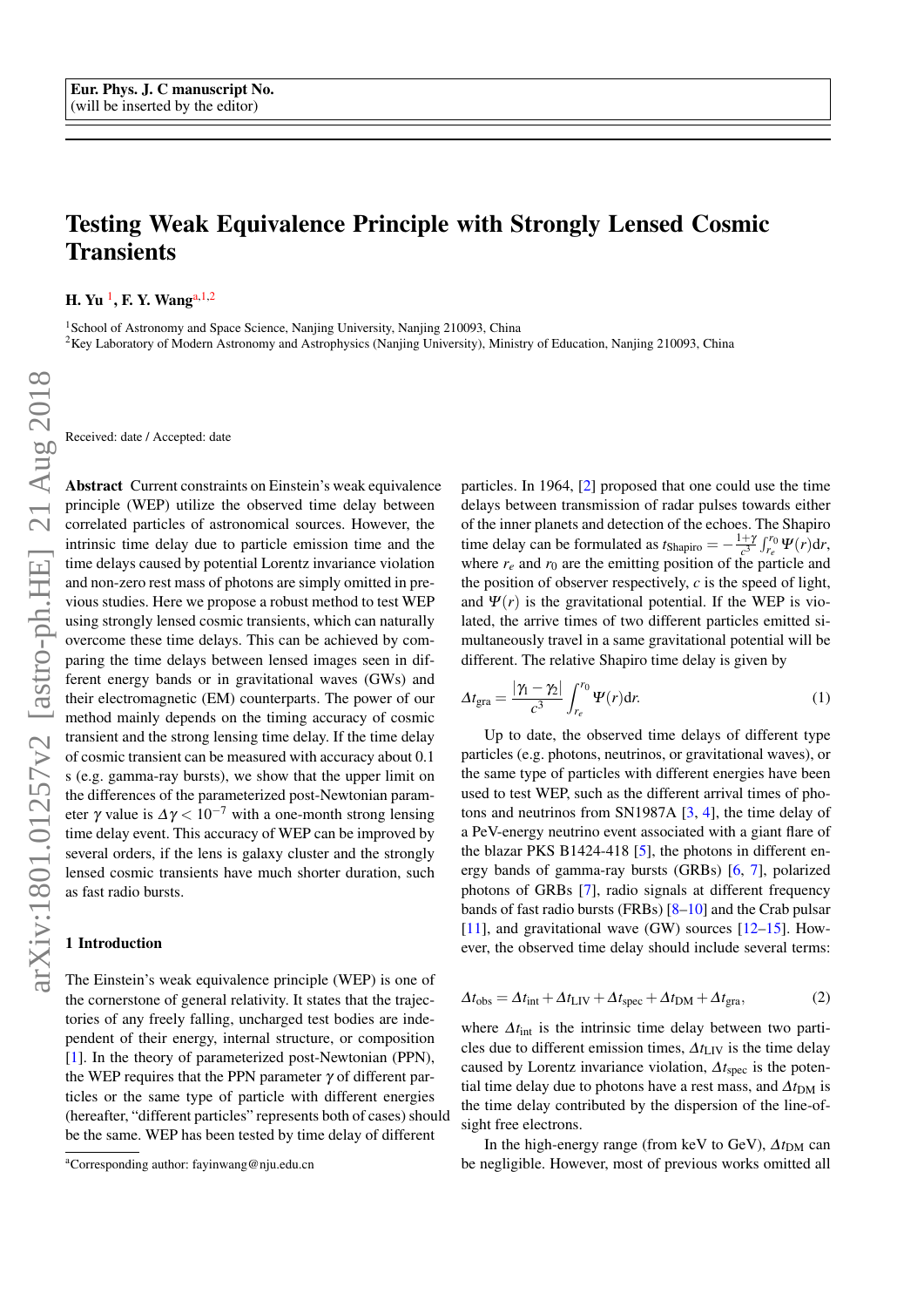Eur. Phys. J. C manuscript No.
(will be inserted by the editor)

# Testing Weak Equivalence Principle with Strongly Lensed Cosmic Transients

**H. Yu** [1], **F. Y. Wang**[a,1,2]

[1] School of Astronomy and Space Science, Nanjing University, Nanjing 210093, China
[2] Key Laboratory of Modern Astronomy and Astrophysics (Nanjing University), Ministry of Education, Nanjing 210093, China

Received: date / Accepted: date

**Abstract** Current constraints on Einstein's weak equivalence principle (WEP) utilize the observed time delay between correlated particles of astronomical sources. However, the intrinsic time delay due to particle emission time and the time delays caused by potential Lorentz invariance violation and non-zero rest mass of photons are simply omitted in previous studies. Here we propose a robust method to test WEP using strongly lensed cosmic transients, which can naturally overcome these time delays. This can be achieved by comparing the time delays between lensed images seen in different energy bands or in gravitational waves (GWs) and their electromagnetic (EM) counterparts. The power of our method mainly depends on the timing accuracy of cosmic transient and the strong lensing time delay. If the time delay of cosmic transient can be measured with accuracy about 0.1 s (e.g. gamma-ray bursts), we show that the upper limit on the differences of the parameterized post-Newtonian parameter $\gamma$ value is $\Delta\gamma < 10^{-7}$ with a one-month strong lensing time delay event. This accuracy of WEP can be improved by several orders, if the lens is galaxy cluster and the strongly lensed cosmic transients have much shorter duration, such as fast radio bursts.

## 1 Introduction

The Einstein's weak equivalence principle (WEP) is one of the cornerstone of general relativity. It states that the trajectories of any freely falling, uncharged test bodies are independent of their energy, internal structure, or composition [1]. In the theory of parameterized post-Newtonian (PPN), the WEP requires that the PPN parameter $\gamma$ of different particles or the same type of particle with different energies (hereafter, "different particles" represents both of cases) should be the same. WEP has been tested by time delay of different particles. In 1964, [2] proposed that one could use the time delays between transmission of radar pulses towards either of the inner planets and detection of the echoes. The Shapiro time delay can be formulated as $t_{\rm Shapiro} = -\frac{1+\gamma}{c^3}\int_{r_e}^{r_0}\Psi(r)\mathrm{d}r$, where $r_e$ and $r_0$ are the emitting position of the particle and the position of observer respectively, $c$ is the speed of light, and $\Psi(r)$ is the gravitational potential. If the WEP is violated, the arrive times of two different particles emitted simultaneously travel in a same gravitational potential will be different. The relative Shapiro time delay is given by

$$\Delta t_{\rm gra} = \frac{|\gamma_1 - \gamma_2|}{c^3}\int_{r_e}^{r_0}\Psi(r)\mathrm{d}r. \tag{1}$$

Up to date, the observed time delays of different type particles (e.g. photons, neutrinos, or gravitational waves), or the same type of particles with different energies have been used to test WEP, such as the different arrival times of photons and neutrinos from SN1987A [3, 4], the time delay of a PeV-energy neutrino event associated with a giant flare of the blazar PKS B1424-418 [5], the photons in different energy bands of gamma-ray bursts (GRBs) [6, 7], polarized photons of GRBs [7], radio signals at different frequency bands of fast radio bursts (FRBs) [8–10] and the Crab pulsar [11], and gravitational wave (GW) sources [12–15]. However, the observed time delay should include several terms:

$$\Delta t_{\rm obs} = \Delta t_{\rm int} + \Delta t_{\rm LIV} + \Delta t_{\rm spec} + \Delta t_{\rm DM} + \Delta t_{\rm gra}, \tag{2}$$

where $\Delta t_{\rm int}$ is the intrinsic time delay between two particles due to different emission times, $\Delta t_{\rm LIV}$ is the time delay caused by Lorentz invariance violation, $\Delta t_{\rm spec}$ is the potential time delay due to photons have a rest mass, and $\Delta t_{\rm DM}$ is the time delay contributed by the dispersion of the line-of-sight free electrons.

In the high-energy range (from keV to GeV), $\Delta t_{\rm DM}$ can be negligible. However, most of previous works omitted all

[a] Corresponding author: fayinwang@nju.edu.cn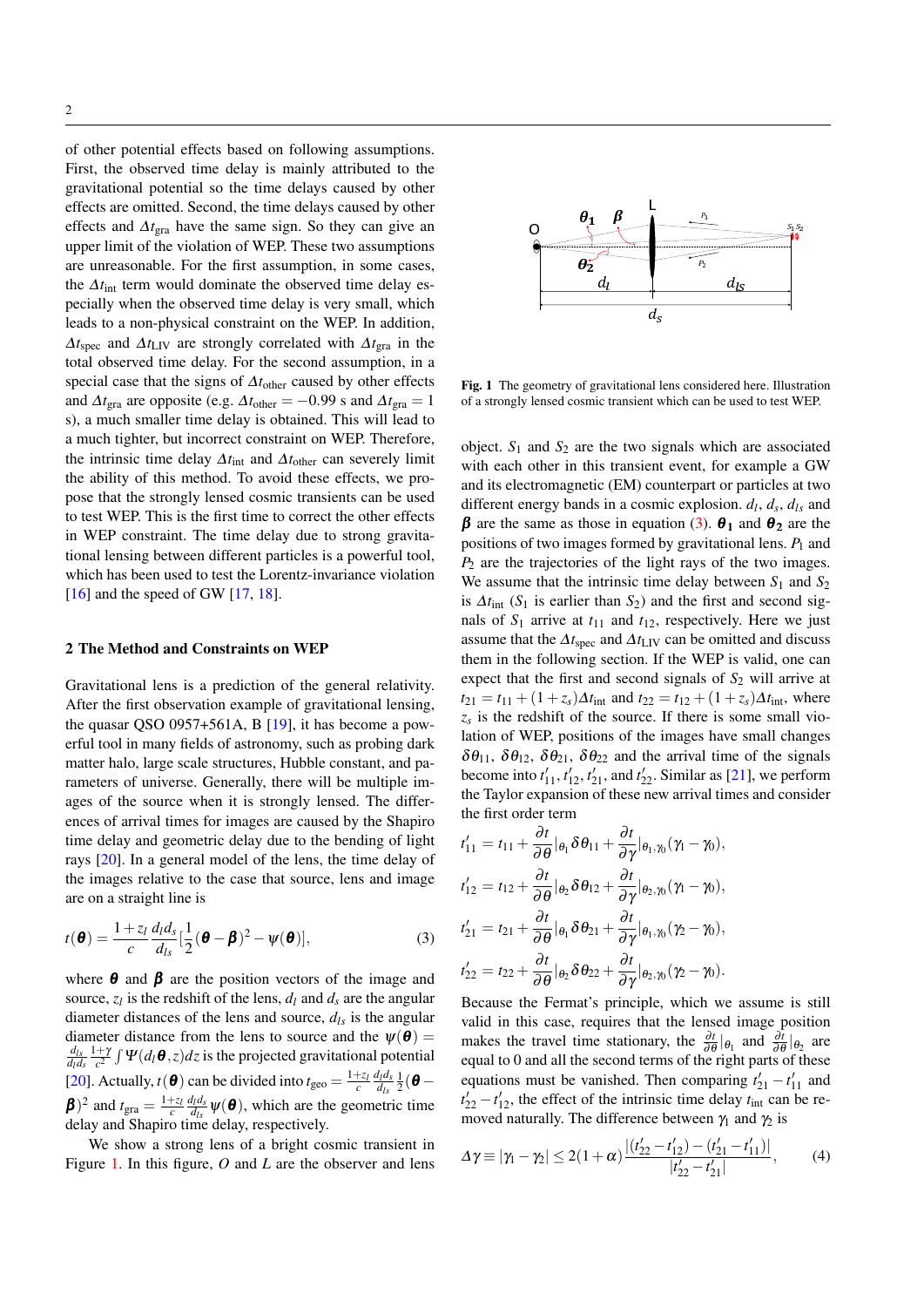of other potential effects based on following assumptions. First, the observed time delay is mainly attributed to the gravitational potential so the time delays caused by other effects are omitted. Second, the time delays caused by other effects and $\Delta t_{\rm gra}$ have the same sign. So they can give an upper limit of the violation of WEP. These two assumptions are unreasonable. For the first assumption, in some cases, the $\Delta t_{\rm int}$ term would dominate the observed time delay especially when the observed time delay is very small, which leads to a non-physical constraint on the WEP. In addition, $\Delta t_{\rm spec}$ and $\Delta t_{\rm LIV}$ are strongly correlated with $\Delta t_{\rm gra}$ in the total observed time delay. For the second assumption, in a special case that the signs of $\Delta t_{\rm other}$ caused by other effects and $\Delta t_{\rm gra}$ are opposite (e.g. $\Delta t_{\rm other} = -0.99$ s and $\Delta t_{\rm gra} = 1$ s), a much smaller time delay is obtained. This will lead to a much tighter, but incorrect constraint on WEP. Therefore, the intrinsic time delay $\Delta t_{\rm int}$ and $\Delta t_{\rm other}$ can severely limit the ability of this method. To avoid these effects, we propose that the strongly lensed cosmic transients can be used to test WEP. This is the first time to correct the other effects in WEP constraint. The time delay due to strong gravitational lensing between different particles is a powerful tool, which has been used to test the Lorentz-invariance violation [16] and the speed of GW [17, 18].

## 2 The Method and Constraints on WEP

Gravitational lens is a prediction of the general relativity. After the first observation example of gravitational lensing, the quasar QSO 0957+561A, B [19], it has become a powerful tool in many fields of astronomy, such as probing dark matter halo, large scale structures, Hubble constant, and parameters of universe. Generally, there will be multiple images of the source when it is strongly lensed. The differences of arrival times for images are caused by the Shapiro time delay and geometric delay due to the bending of light rays [20]. In a general model of the lens, the time delay of the images relative to the case that source, lens and image are on a straight line is

$$t(\boldsymbol{\theta}) = \frac{1+z_l}{c}\frac{d_l d_s}{d_{ls}}\left[\frac{1}{2}(\boldsymbol{\theta}-\boldsymbol{\beta})^2 - \psi(\boldsymbol{\theta})\right], \tag{3}$$

where $\boldsymbol{\theta}$ and $\boldsymbol{\beta}$ are the position vectors of the image and source, $z_l$ is the redshift of the lens, $d_l$ and $d_s$ are the angular diameter distances of the lens and source, $d_{ls}$ is the angular diameter distance from the lens to source and the $\psi(\boldsymbol{\theta}) = \frac{d_{ls}}{d_l d_s}\frac{1+\gamma}{c^2}\int \Psi(d_l\boldsymbol{\theta}, z)dz$ is the projected gravitational potential [20]. Actually, $t(\boldsymbol{\theta})$ can be divided into $t_{\rm geo} = \frac{1+z_l}{c}\frac{d_l d_s}{d_{ls}}\frac{1}{2}(\boldsymbol{\theta}-\boldsymbol{\beta})^2$ and $t_{\rm gra} = \frac{1+z_l}{c}\frac{d_l d_s}{d_{ls}}\psi(\boldsymbol{\theta})$, which are the geometric time delay and Shapiro time delay, respectively.

We show a strong lens of a bright cosmic transient in Figure 1. In this figure, $O$ and $L$ are the observer and lens

**Fig. 1** The geometry of gravitational lens considered here. Illustration of a strongly lensed cosmic transient which can be used to test WEP.

object. $S_1$ and $S_2$ are the two signals which are associated with each other in this transient event, for example a GW and its electromagnetic (EM) counterpart or particles at two different energy bands in a cosmic explosion. $d_l$, $d_s$, $d_{ls}$ and $\boldsymbol{\beta}$ are the same as those in equation (3). $\boldsymbol{\theta_1}$ and $\boldsymbol{\theta_2}$ are the positions of two images formed by gravitational lens. $P_1$ and $P_2$ are the trajectories of the light rays of the two images. We assume that the intrinsic time delay between $S_1$ and $S_2$ is $\Delta t_{\rm int}$ ($S_1$ is earlier than $S_2$) and the first and second signals of $S_1$ arrive at $t_{11}$ and $t_{12}$, respectively. Here we just assume that the $\Delta t_{\rm spec}$ and $\Delta t_{\rm LIV}$ can be omitted and discuss them in the following section. If the WEP is valid, one can expect that the first and second signals of $S_2$ will arrive at $t_{21} = t_{11} + (1+z_s)\Delta t_{\rm int}$ and $t_{22} = t_{12} + (1+z_s)\Delta t_{\rm int}$, where $z_s$ is the redshift of the source. If there is some small violation of WEP, positions of the images have small changes $\delta\theta_{11}$, $\delta\theta_{12}$, $\delta\theta_{21}$, $\delta\theta_{22}$ and the arrival time of the signals become into $t'_{11}$, $t'_{12}$, $t'_{21}$, and $t'_{22}$. Similar as [21], we perform the Taylor expansion of these new arrival times and consider the first order term

$$t'_{11} = t_{11} + \frac{\partial t}{\partial \theta}|_{\theta_1}\delta\theta_{11} + \frac{\partial t}{\partial \gamma}|_{\theta_1,\gamma_0}(\gamma_1-\gamma_0),$$

$$t'_{12} = t_{12} + \frac{\partial t}{\partial \theta}|_{\theta_2}\delta\theta_{12} + \frac{\partial t}{\partial \gamma}|_{\theta_2,\gamma_0}(\gamma_1-\gamma_0),$$

$$t'_{21} = t_{21} + \frac{\partial t}{\partial \theta}|_{\theta_1}\delta\theta_{21} + \frac{\partial t}{\partial \gamma}|_{\theta_1,\gamma_0}(\gamma_2-\gamma_0),$$

$$t'_{22} = t_{22} + \frac{\partial t}{\partial \theta}|_{\theta_2}\delta\theta_{22} + \frac{\partial t}{\partial \gamma}|_{\theta_2,\gamma_0}(\gamma_2-\gamma_0).$$

Because the Fermat's principle, which we assume is still valid in this case, requires that the lensed image position makes the travel time stationary, the $\frac{\partial t}{\partial \theta}|_{\theta_1}$ and $\frac{\partial t}{\partial \theta}|_{\theta_2}$ are equal to 0 and all the second terms of the right parts of these equations must be vanished. Then comparing $t'_{21} - t'_{11}$ and $t'_{22} - t'_{12}$, the effect of the intrinsic time delay $t_{\rm int}$ can be removed naturally. The difference between $\gamma_1$ and $\gamma_2$ is

$$\Delta\gamma \equiv |\gamma_1 - \gamma_2| \leq 2(1+\alpha)\frac{|(t'_{22}-t'_{12}) - (t'_{21}-t'_{11})|}{|t'_{22}-t'_{21}|}, \tag{4}$$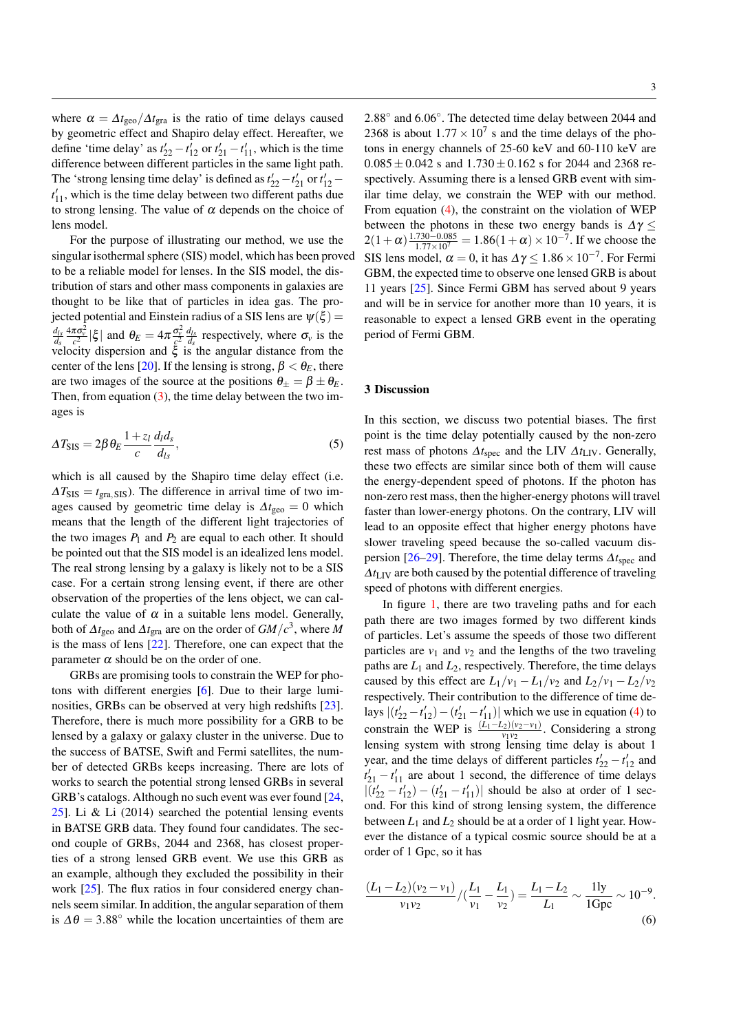where $\alpha = \Delta t_{\rm geo}/\Delta t_{\rm gra}$ is the ratio of time delays caused by geometric effect and Shapiro delay effect. Hereafter, we define 'time delay' as $t'_{22} - t'_{12}$ or $t'_{21} - t'_{11}$, which is the time difference between different particles in the same light path. The 'strong lensing time delay' is defined as $t'_{22} - t'_{21}$ or $t'_{12} - t'_{11}$, which is the time delay between two different paths due to strong lensing. The value of $\alpha$ depends on the choice of lens model.

For the purpose of illustrating our method, we use the singular isothermal sphere (SIS) model, which has been proved to be a reliable model for lenses. In the SIS model, the distribution of stars and other mass components in galaxies are thought to be like that of particles in idea gas. The projected potential and Einstein radius of a SIS lens are $\psi(\xi) = \frac{d_{ls}}{d_s}\frac{4\pi\sigma_v^2}{c^2}|\xi|$ and $\theta_E = 4\pi\frac{\sigma_v^2}{c^2}\frac{d_{ls}}{d_s}$ respectively, where $\sigma_v$ is the velocity dispersion and $\xi$ is the angular distance from the center of the lens [20]. If the lensing is strong, $\beta < \theta_E$, there are two images of the source at the positions $\theta_\pm = \beta \pm \theta_E$. Then, from equation (3), the time delay between the two images is

$$\Delta T_{\rm SIS} = 2\beta\theta_E \frac{1+z_l}{c}\frac{d_l d_s}{d_{ls}}, \tag{5}$$

which is all caused by the Shapiro time delay effect (i.e. $\Delta T_{\rm SIS} = t_{\rm gra,SIS}$). The difference in arrival time of two images caused by geometric time delay is $\Delta t_{\rm geo} = 0$ which means that the length of the different light trajectories of the two images $P_1$ and $P_2$ are equal to each other. It should be pointed out that the SIS model is an idealized lens model. The real strong lensing by a galaxy is likely not to be a SIS case. For a certain strong lensing event, if there are other observation of the properties of the lens object, we can calculate the value of $\alpha$ in a suitable lens model. Generally, both of $\Delta t_{\rm geo}$ and $\Delta t_{\rm gra}$ are on the order of $GM/c^3$, where $M$ is the mass of lens [22]. Therefore, one can expect that the parameter $\alpha$ should be on the order of one.

GRBs are promising tools to constrain the WEP for photons with different energies [6]. Due to their large luminosities, GRBs can be observed at very high redshifts [23]. Therefore, there is much more possibility for a GRB to be lensed by a galaxy or galaxy cluster in the universe. Due to the success of BATSE, Swift and Fermi satellites, the number of detected GRBs keeps increasing. There are lots of works to search the potential strong lensed GRBs in several GRB's catalogs. Although no such event was ever found [24, 25]. Li & Li (2014) searched the potential lensing events in BATSE GRB data. They found four candidates. The second couple of GRBs, 2044 and 2368, has closest properties of a strong lensed GRB event. We use this GRB as an example, although they excluded the possibility in their work [25]. The flux ratios in four considered energy channels seem similar. In addition, the angular separation of them is $\Delta\theta = 3.88^\circ$ while the location uncertainties of them are $2.88^\circ$ and $6.06^\circ$. The detected time delay between 2044 and 2368 is about $1.77\times10^7$ s and the time delays of the photons in energy channels of 25-60 keV and 60-110 keV are $0.085\pm0.042$ s and $1.730\pm0.162$ s for 2044 and 2368 respectively. Assuming there is a lensed GRB event with similar time delay, we constrain the WEP with our method. From equation (4), the constraint on the violation of WEP between the photons in these two energy bands is $\Delta\gamma \le 2(1+\alpha)\frac{1.730-0.085}{1.77\times10^7} = 1.86(1+\alpha)\times10^{-7}$. If we choose the SIS lens model, $\alpha = 0$, it has $\Delta\gamma \le 1.86\times10^{-7}$. For Fermi GBM, the expected time to observe one lensed GRB is about 11 years [25]. Since Fermi GBM has served about 9 years and will be in service for another more than 10 years, it is reasonable to expect a lensed GRB event in the operating period of Fermi GBM.

## 3 Discussion

In this section, we discuss two potential biases. The first point is the time delay potentially caused by the non-zero rest mass of photons $\Delta t_{\rm spec}$ and the LIV $\Delta t_{\rm LIV}$. Generally, these two effects are similar since both of them will cause the energy-dependent speed of photons. If the photon has non-zero rest mass, then the higher-energy photons will travel faster than lower-energy photons. On the contrary, LIV will lead to an opposite effect that higher energy photons have slower traveling speed because the so-called vacuum dispersion [26–29]. Therefore, the time delay terms $\Delta t_{\rm spec}$ and $\Delta t_{\rm LIV}$ are both caused by the potential difference of traveling speed of photons with different energies.

In figure 1, there are two traveling paths and for each path there are two images formed by two different kinds of particles. Let's assume the speeds of those two different particles are $v_1$ and $v_2$ and the lengths of the two traveling paths are $L_1$ and $L_2$, respectively. Therefore, the time delays caused by this effect are $L_1/v_1 - L_1/v_2$ and $L_2/v_1 - L_2/v_2$ respectively. Their contribution to the difference of time delays $|(t'_{22} - t'_{12}) - (t'_{21} - t'_{11})|$ which we use in equation (4) to constrain the WEP is $\frac{(L_1-L_2)(v_2-v_1)}{v_1 v_2}$. Considering a strong lensing system with strong lensing time delay is about 1 year, and the time delays of different particles $t'_{22} - t'_{12}$ and $t'_{21} - t'_{11}$ are about 1 second, the difference of time delays $|(t'_{22} - t'_{12}) - (t'_{21} - t'_{11})|$ should be also at order of 1 second. For this kind of strong lensing system, the difference between $L_1$ and $L_2$ should be at a order of 1 light year. However the distance of a typical cosmic source should be at a order of 1 Gpc, so it has

$$\frac{(L_1-L_2)(v_2-v_1)}{v_1 v_2} / \left(\frac{L_1}{v_1} - \frac{L_1}{v_2}\right) = \frac{L_1 - L_2}{L_1} \sim \frac{1\text{ly}}{1\text{Gpc}} \sim 10^{-9}. \tag{6}$$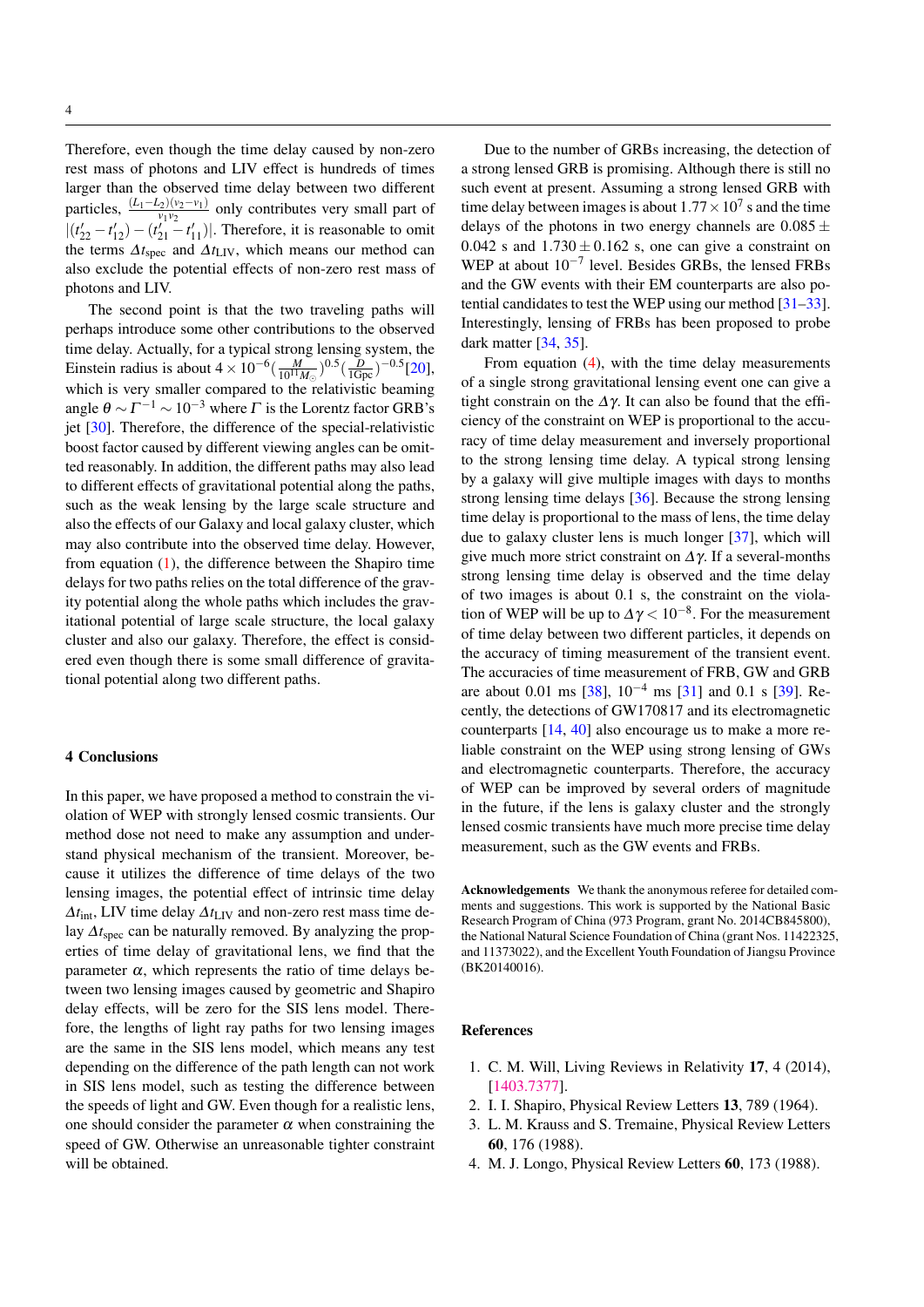Therefore, even though the time delay caused by non-zero rest mass of photons and LIV effect is hundreds of times larger than the observed time delay between two different particles, $\frac{(L_1-L_2)(v_2-v_1)}{v_1 v_2}$ only contributes very small part of $|(t'_{22}-t'_{12})-(t'_{21}-t'_{11})|$. Therefore, it is reasonable to omit the terms $\Delta t_{\rm spec}$ and $\Delta t_{\rm LIV}$, which means our method can also exclude the potential effects of non-zero rest mass of photons and LIV.

The second point is that the two traveling paths will perhaps introduce some other contributions to the observed time delay. Actually, for a typical strong lensing system, the Einstein radius is about $4\times10^{-6}(\frac{M}{10^{11}M_\odot})^{0.5}(\frac{D}{1{\rm Gpc}})^{-0.5}$[20], which is very smaller compared to the relativistic beaming angle $\theta\sim\Gamma^{-1}\sim10^{-3}$ where $\Gamma$ is the Lorentz factor GRB's jet [30]. Therefore, the difference of the special-relativistic boost factor caused by different viewing angles can be omitted reasonably. In addition, the different paths may also lead to different effects of gravitational potential along the paths, such as the weak lensing by the large scale structure and also the effects of our Galaxy and local galaxy cluster, which may also contribute into the observed time delay. However, from equation (1), the difference between the Shapiro time delays for two paths relies on the total difference of the gravity potential along the whole paths which includes the gravitational potential of large scale structure, the local galaxy cluster and also our galaxy. Therefore, the effect is considered even though there is some small difference of gravitational potential along two different paths.

## 4 Conclusions

In this paper, we have proposed a method to constrain the violation of WEP with strongly lensed cosmic transients. Our method dose not need to make any assumption and understand physical mechanism of the transient. Moreover, because it utilizes the difference of time delays of the two lensing images, the potential effect of intrinsic time delay $\Delta t_{\rm int}$, LIV time delay $\Delta t_{\rm LIV}$ and non-zero rest mass time delay $\Delta t_{\rm spec}$ can be naturally removed. By analyzing the properties of time delay of gravitational lens, we find that the parameter $\alpha$, which represents the ratio of time delays between two lensing images caused by geometric and Shapiro delay effects, will be zero for the SIS lens model. Therefore, the lengths of light ray paths for two lensing images are the same in the SIS lens model, which means any test depending on the difference of the path length can not work in SIS lens model, such as testing the difference between the speeds of light and GW. Even though for a realistic lens, one should consider the parameter $\alpha$ when constraining the speed of GW. Otherwise an unreasonable tighter constraint will be obtained.

Due to the number of GRBs increasing, the detection of a strong lensed GRB is promising. Although there is still no such event at present. Assuming a strong lensed GRB with time delay between images is about $1.77\times10^7$ s and the time delays of the photons in two energy channels are $0.085\pm0.042$ s and $1.730\pm0.162$ s, one can give a constraint on WEP at about $10^{-7}$ level. Besides GRBs, the lensed FRBs and the GW events with their EM counterparts are also potential candidates to test the WEP using our method [31–33]. Interestingly, lensing of FRBs has been proposed to probe dark matter [34, 35].

From equation (4), with the time delay measurements of a single strong gravitational lensing event one can give a tight constrain on the $\Delta\gamma$. It can also be found that the efficiency of the constraint on WEP is proportional to the accuracy of time delay measurement and inversely proportional to the strong lensing time delay. A typical strong lensing by a galaxy will give multiple images with days to months strong lensing time delays [36]. Because the strong lensing time delay is proportional to the mass of lens, the time delay due to galaxy cluster lens is much longer [37], which will give much more strict constraint on $\Delta\gamma$. If a several-months strong lensing time delay is observed and the time delay of two images is about 0.1 s, the constraint on the violation of WEP will be up to $\Delta\gamma<10^{-8}$. For the measurement of time delay between two different particles, it depends on the accuracy of timing measurement of the transient event. The accuracies of time measurement of FRB, GW and GRB are about 0.01 ms [38], $10^{-4}$ ms [31] and 0.1 s [39]. Recently, the detections of GW170817 and its electromagnetic counterparts [14, 40] also encourage us to make a more reliable constraint on the WEP using strong lensing of GWs and electromagnetic counterparts. Therefore, the accuracy of WEP can be improved by several orders of magnitude in the future, if the lens is galaxy cluster and the strongly lensed cosmic transients have much more precise time delay measurement, such as the GW events and FRBs.

**Acknowledgements** We thank the anonymous referee for detailed comments and suggestions. This work is supported by the National Basic Research Program of China (973 Program, grant No. 2014CB845800), the National Natural Science Foundation of China (grant Nos. 11422325, and 11373022), and the Excellent Youth Foundation of Jiangsu Province (BK20140016).

## References

1. C. M. Will, Living Reviews in Relativity **17**, 4 (2014), [1403.7377].
2. I. I. Shapiro, Physical Review Letters **13**, 789 (1964).
3. L. M. Krauss and S. Tremaine, Physical Review Letters **60**, 176 (1988).
4. M. J. Longo, Physical Review Letters **60**, 173 (1988).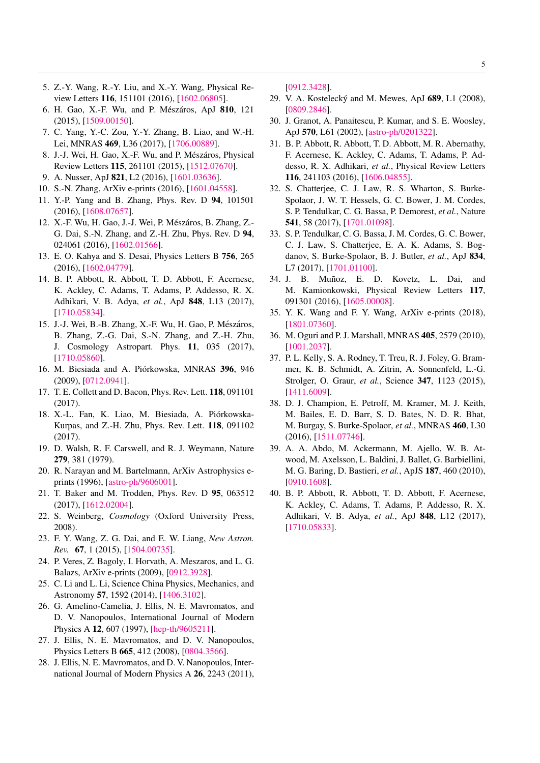5. Z.-Y. Wang, R.-Y. Liu, and X.-Y. Wang, Physical Review Letters **116**, 151101 (2016), [1602.06805].
6. H. Gao, X.-F. Wu, and P. Mészáros, ApJ **810**, 121 (2015), [1509.00150].
7. C. Yang, Y.-C. Zou, Y.-Y. Zhang, B. Liao, and W.-H. Lei, MNRAS **469**, L36 (2017), [1706.00889].
8. J.-J. Wei, H. Gao, X.-F. Wu, and P. Mészáros, Physical Review Letters **115**, 261101 (2015), [1512.07670].
9. A. Nusser, ApJ **821**, L2 (2016), [1601.03636].
10. S.-N. Zhang, ArXiv e-prints (2016), [1601.04558].
11. Y.-P. Yang and B. Zhang, Phys. Rev. D **94**, 101501 (2016), [1608.07657].
12. X.-F. Wu, H. Gao, J.-J. Wei, P. Mészáros, B. Zhang, Z.-G. Dai, S.-N. Zhang, and Z.-H. Zhu, Phys. Rev. D **94**, 024061 (2016), [1602.01566].
13. E. O. Kahya and S. Desai, Physics Letters B **756**, 265 (2016), [1602.04779].
14. B. P. Abbott, R. Abbott, T. D. Abbott, F. Acernese, K. Ackley, C. Adams, T. Adams, P. Addesso, R. X. Adhikari, V. B. Adya, *et al.*, ApJ **848**, L13 (2017), [1710.05834].
15. J.-J. Wei, B.-B. Zhang, X.-F. Wu, H. Gao, P. Mészáros, B. Zhang, Z.-G. Dai, S.-N. Zhang, and Z.-H. Zhu, J. Cosmology Astropart. Phys. **11**, 035 (2017), [1710.05860].
16. M. Biesiada and A. Piórkowska, MNRAS **396**, 946 (2009), [0712.0941].
17. T. E. Collett and D. Bacon, Phys. Rev. Lett. **118**, 091101 (2017).
18. X.-L. Fan, K. Liao, M. Biesiada, A. Piórkowska-Kurpas, and Z.-H. Zhu, Phys. Rev. Lett. **118**, 091102 (2017).
19. D. Walsh, R. F. Carswell, and R. J. Weymann, Nature **279**, 381 (1979).
20. R. Narayan and M. Bartelmann, ArXiv Astrophysics e-prints (1996), [astro-ph/9606001].
21. T. Baker and M. Trodden, Phys. Rev. D **95**, 063512 (2017), [1612.02004].
22. S. Weinberg, *Cosmology* (Oxford University Press, 2008).
23. F. Y. Wang, Z. G. Dai, and E. W. Liang, *New Astron. Rev.* **67**, 1 (2015), [1504.00735].
24. P. Veres, Z. Bagoly, I. Horvath, A. Meszaros, and L. G. Balazs, ArXiv e-prints (2009), [0912.3928].
25. C. Li and L. Li, Science China Physics, Mechanics, and Astronomy **57**, 1592 (2014), [1406.3102].
26. G. Amelino-Camelia, J. Ellis, N. E. Mavromatos, and D. V. Nanopoulos, International Journal of Modern Physics A **12**, 607 (1997), [hep-th/9605211].
27. J. Ellis, N. E. Mavromatos, and D. V. Nanopoulos, Physics Letters B **665**, 412 (2008), [0804.3566].
28. J. Ellis, N. E. Mavromatos, and D. V. Nanopoulos, International Journal of Modern Physics A **26**, 2243 (2011), [0912.3428].
29. V. A. Kostelecký and M. Mewes, ApJ **689**, L1 (2008), [0809.2846].
30. J. Granot, A. Panaitescu, P. Kumar, and S. E. Woosley, ApJ **570**, L61 (2002), [astro-ph/0201322].
31. B. P. Abbott, R. Abbott, T. D. Abbott, M. R. Abernathy, F. Acernese, K. Ackley, C. Adams, T. Adams, P. Addesso, R. X. Adhikari, *et al.*, Physical Review Letters **116**, 241103 (2016), [1606.04855].
32. S. Chatterjee, C. J. Law, R. S. Wharton, S. Burke-Spolaor, J. W. T. Hessels, G. C. Bower, J. M. Cordes, S. P. Tendulkar, C. G. Bassa, P. Demorest, *et al.*, Nature **541**, 58 (2017), [1701.01098].
33. S. P. Tendulkar, C. G. Bassa, J. M. Cordes, G. C. Bower, C. J. Law, S. Chatterjee, E. A. K. Adams, S. Bogdanov, S. Burke-Spolaor, B. J. Butler, *et al.*, ApJ **834**, L7 (2017), [1701.01100].
34. J. B. Muñoz, E. D. Kovetz, L. Dai, and M. Kamionkowski, Physical Review Letters **117**, 091301 (2016), [1605.00008].
35. Y. K. Wang and F. Y. Wang, ArXiv e-prints (2018), [1801.07360].
36. M. Oguri and P. J. Marshall, MNRAS **405**, 2579 (2010), [1001.2037].
37. P. L. Kelly, S. A. Rodney, T. Treu, R. J. Foley, G. Brammer, K. B. Schmidt, A. Zitrin, A. Sonnenfeld, L.-G. Strolger, O. Graur, *et al.*, Science **347**, 1123 (2015), [1411.6009].
38. D. J. Champion, E. Petroff, M. Kramer, M. J. Keith, M. Bailes, E. D. Barr, S. D. Bates, N. D. R. Bhat, M. Burgay, S. Burke-Spolaor, *et al.*, MNRAS **460**, L30 (2016), [1511.07746].
39. A. A. Abdo, M. Ackermann, M. Ajello, W. B. Atwood, M. Axelsson, L. Baldini, J. Ballet, G. Barbiellini, M. G. Baring, D. Bastieri, *et al.*, ApJS **187**, 460 (2010), [0910.1608].
40. B. P. Abbott, R. Abbott, T. D. Abbott, F. Acernese, K. Ackley, C. Adams, T. Adams, P. Addesso, R. X. Adhikari, V. B. Adya, *et al.*, ApJ **848**, L12 (2017), [1710.05833].